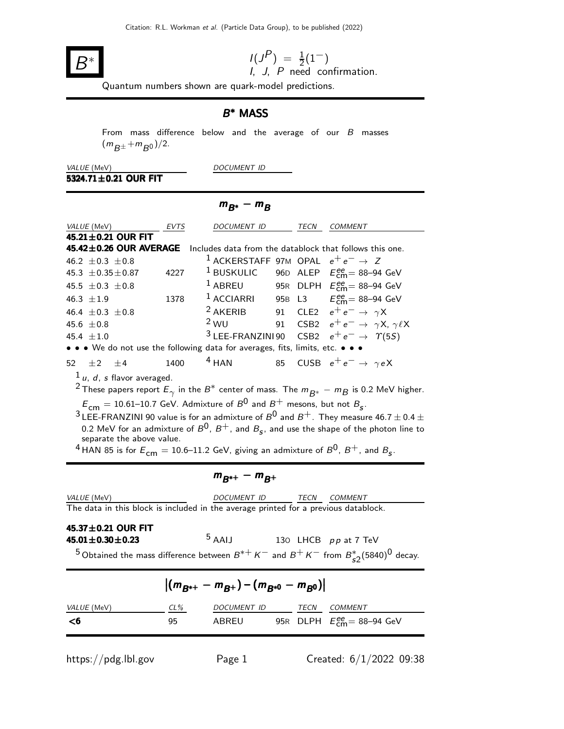# $B^*$

$I(J^P) = \frac{1}{2}(1^-)$
I, J, P need confirmation.

Quantum numbers shown are quark-model predictions.

## $B^*$ MASS

From mass difference below and the average of our $B$ masses $(m_{B^\pm}+m_{B^0})/2$.

| VALUE (MeV) | DOCUMENT ID |
|---|---|
| **5324.71±0.21 OUR FIT** | |

## $m_{B^*} - m_B$

| VALUE (MeV) | EVTS | DOCUMENT ID | | TECN | COMMENT |
|---|---|---|---|---|---|
| **45.21±0.21 OUR FIT** | | | | | |
| **45.42±0.26 OUR AVERAGE** | | Includes data from the datablock that follows this one. | | | |
| 46.2 ±0.3 ±0.8 | | [1] ACKERSTAFF | 97M | OPAL | $e^+e^- \rightarrow Z$ |
| 45.3 ±0.35±0.87 | 4227 | [1] BUSKULIC | 96D | ALEP | $E^{ee}_{\rm cm}$= 88–94 GeV |
| 45.5 ±0.3 ±0.8 | | [1] ABREU | 95R | DLPH | $E^{ee}_{\rm cm}$= 88–94 GeV |
| 46.3 ±1.9 | 1378 | [1] ACCIARRI | 95B | L3 | $E^{ee}_{\rm cm}$= 88–94 GeV |
| 46.4 ±0.3 ±0.8 | | [2] AKERIB | 91 | CLE2 | $e^+e^- \rightarrow \gamma X$ |
| 45.6 ±0.8 | | [2] WU | 91 | CSB2 | $e^+e^- \rightarrow \gamma X$, $\gamma \ell X$ |
| 45.4 ±1.0 | | [3] LEE-FRANZINI | 90 | CSB2 | $e^+e^- \rightarrow \Upsilon(5S)$ |
| • • • We do not use the following data for averages, fits, limits, etc. • • • | | | | | |
| 52 ±2 ±4 | 1400 | [4] HAN | 85 | CUSB | $e^+e^- \rightarrow \gamma e X$ |

[1] $u$, $d$, $s$ flavor averaged.

[2] These papers report $E_\gamma$ in the $B^*$ center of mass. The $m_{B^*} - m_B$ is 0.2 MeV higher. $E_{\rm cm}$ = 10.61–10.7 GeV. Admixture of $B^0$ and $B^+$ mesons, but not $B_s$.

[3] LEE-FRANZINI 90 value is for an admixture of $B^0$ and $B^+$. They measure 46.7 ± 0.4 ± 0.2 MeV for an admixture of $B^0$, $B^+$, and $B_s$, and use the shape of the photon line to separate the above value.

[4] HAN 85 is for $E_{\rm cm}$ = 10.6–11.2 GeV, giving an admixture of $B^0$, $B^+$, and $B_s$.

## $m_{B^{*+}} - m_{B^+}$

| VALUE (MeV) | DOCUMENT ID | | TECN | COMMENT |
|---|---|---|---|---|
| The data in this block is included in the average printed for a previous datablock. | | | | |
| **45.37±0.21 OUR FIT** | | | | |
| **45.01±0.30±0.23** | [5] AAIJ | 13O | LHCB | $pp$ at 7 TeV |

[5] Obtained the mass difference between $B^{*+}K^-$ and $B^+K^-$ from $B^*_{s2}(5840)^0$ decay.

## $\left|(m_{B^{*+}} - m_{B^+}) - (m_{B^{*0}} - m_{B^0})\right|$

| VALUE (MeV) | CL% | DOCUMENT ID | | TECN | COMMENT |
|---|---|---|---|---|---|
| **<6** | 95 | ABREU | 95R | DLPH | $E^{ee}_{\rm cm}$= 88–94 GeV |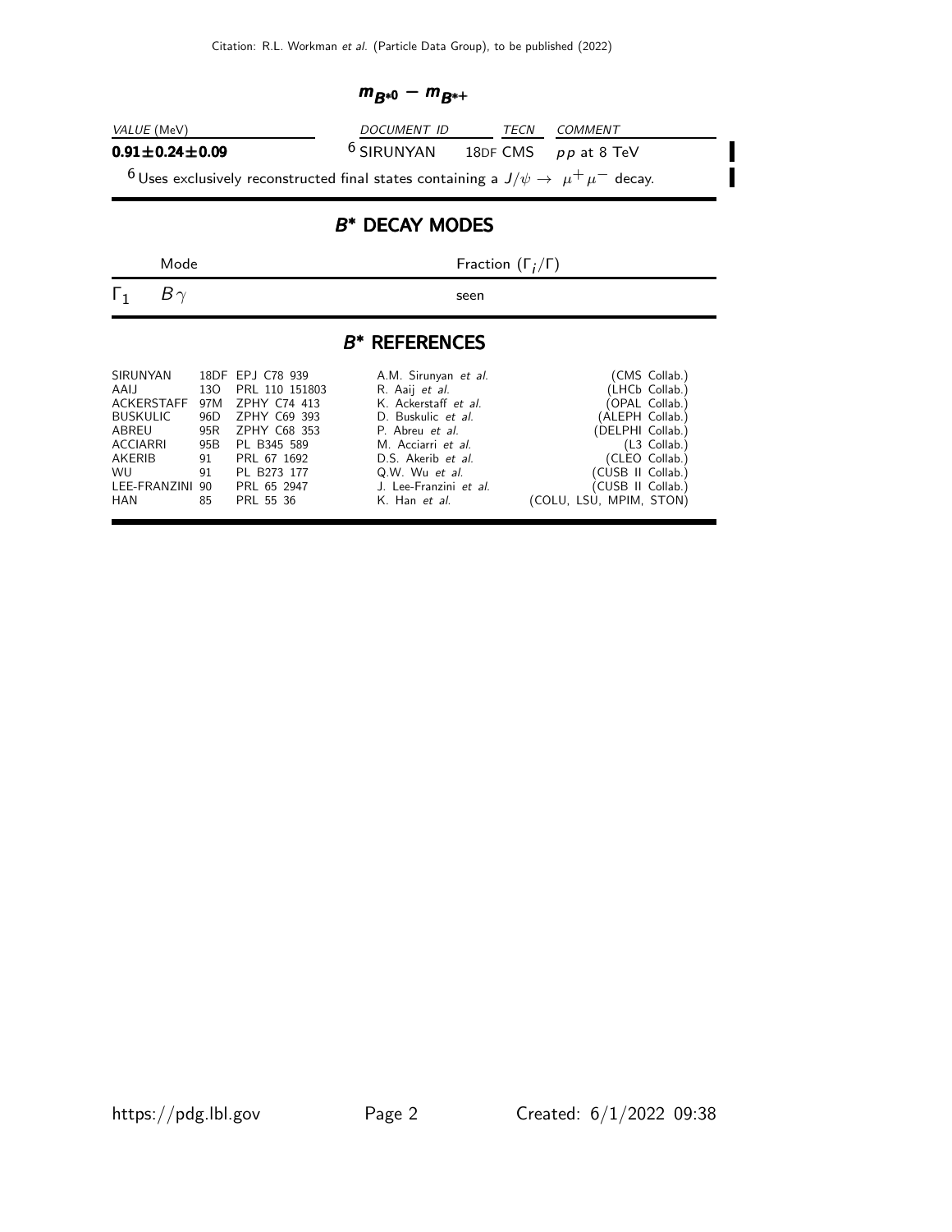## $m_{B^{*0}} - m_{B^{*+}}$

| VALUE (MeV) | DOCUMENT ID | TECN | COMMENT |
|---|---|---|---|
| **$0.91 \pm 0.24 \pm 0.09$** | [6] SIRUNYAN 18DF | CMS | $pp$ at 8 TeV |

[6] Uses exclusively reconstructed final states containing a $J/\psi \to \mu^+\mu^-$ decay.

## $B^*$ DECAY MODES

| | Mode | Fraction ($\Gamma_i/\Gamma$) |
|---|---|---|
| $\Gamma_1$ | $B\gamma$ | seen |

## $B^*$ REFERENCES

| | | | | |
|---|---|---|---|---|
| SIRUNYAN | 18DF | EPJ C78 939 | A.M. Sirunyan *et al.* | (CMS Collab.) |
| AAIJ | 13O | PRL 110 151803 | R. Aaij *et al.* | (LHCb Collab.) |
| ACKERSTAFF | 97M | ZPHY C74 413 | K. Ackerstaff *et al.* | (OPAL Collab.) |
| BUSKULIC | 96D | ZPHY C69 393 | D. Buskulic *et al.* | (ALEPH Collab.) |
| ABREU | 95R | ZPHY C68 353 | P. Abreu *et al.* | (DELPHI Collab.) |
| ACCIARRI | 95B | PL B345 589 | M. Acciarri *et al.* | (L3 Collab.) |
| AKERIB | 91 | PRL 67 1692 | D.S. Akerib *et al.* | (CLEO Collab.) |
| WU | 91 | PL B273 177 | Q.W. Wu *et al.* | (CUSB II Collab.) |
| LEE-FRANZINI | 90 | PRL 65 2947 | J. Lee-Franzini *et al.* | (CUSB II Collab.) |
| HAN | 85 | PRL 55 36 | K. Han *et al.* | (COLU, LSU, MPIM, STON) |